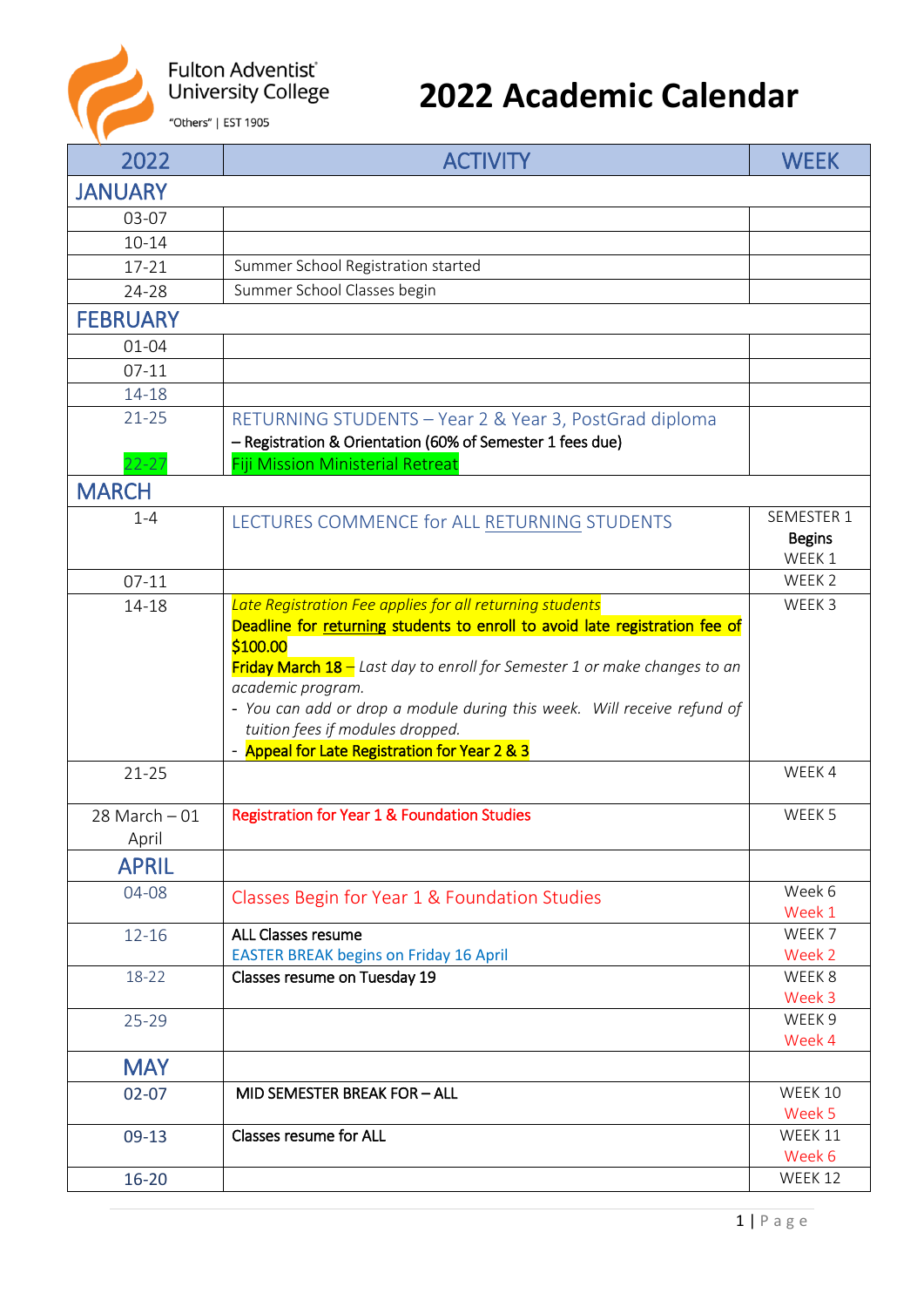Fulton Adventist University College

"Others" | EST 1905

# 2022 Academic Calendar

| 2022 | ACTIVITY | WEEK |
|---|---|---|
| **JANUARY** | | |
| 03-07 | | |
| 10-14 | | |
| 17-21 | Summer School Registration started | |
| 24-28 | Summer School Classes begin | |
| **FEBRUARY** | | |
| 01-04 | | |
| 07-11 | | |
| 14-18 | | |
| 21-25<br><br>22-27 | RETURNING STUDENTS – Year 2 & Year 3, PostGrad diploma<br>– Registration & Orientation (60% of Semester 1 fees due)<br>Fiji Mission Ministerial Retreat | |
| **MARCH** | | |
| 1-4 | LECTURES COMMENCE for ALL RETURNING STUDENTS | SEMESTER 1<br>**Begins**<br>WEEK 1 |
| 07-11 | | WEEK 2 |
| 14-18 | *Late Registration Fee applies for all returning students*<br>Deadline for returning students to enroll to avoid late registration fee of $100.00<br>Friday March 18 – *Last day to enroll for Semester 1 or make changes to an academic program.*<br>- *You can add or drop a module during this week. Will receive refund of tuition fees if modules dropped.*<br>- Appeal for Late Registration for Year 2 & 3 | WEEK 3 |
| 21-25 | | WEEK 4 |
| 28 March – 01 April | Registration for Year 1 & Foundation Studies | WEEK 5 |
| **APRIL** | | |
| 04-08 | Classes Begin for Year 1 & Foundation Studies | Week 6<br>Week 1 |
| 12-16 | ALL Classes resume<br>EASTER BREAK begins on Friday 16 April | WEEK 7<br>Week 2 |
| 18-22 | Classes resume on Tuesday 19 | WEEK 8<br>Week 3 |
| 25-29 | | WEEK 9<br>Week 4 |
| **MAY** | | |
| 02-07 | MID SEMESTER BREAK FOR – ALL | WEEK 10<br>Week 5 |
| 09-13 | Classes resume for ALL | WEEK 11<br>Week 6 |
| 16-20 | | WEEK 12 |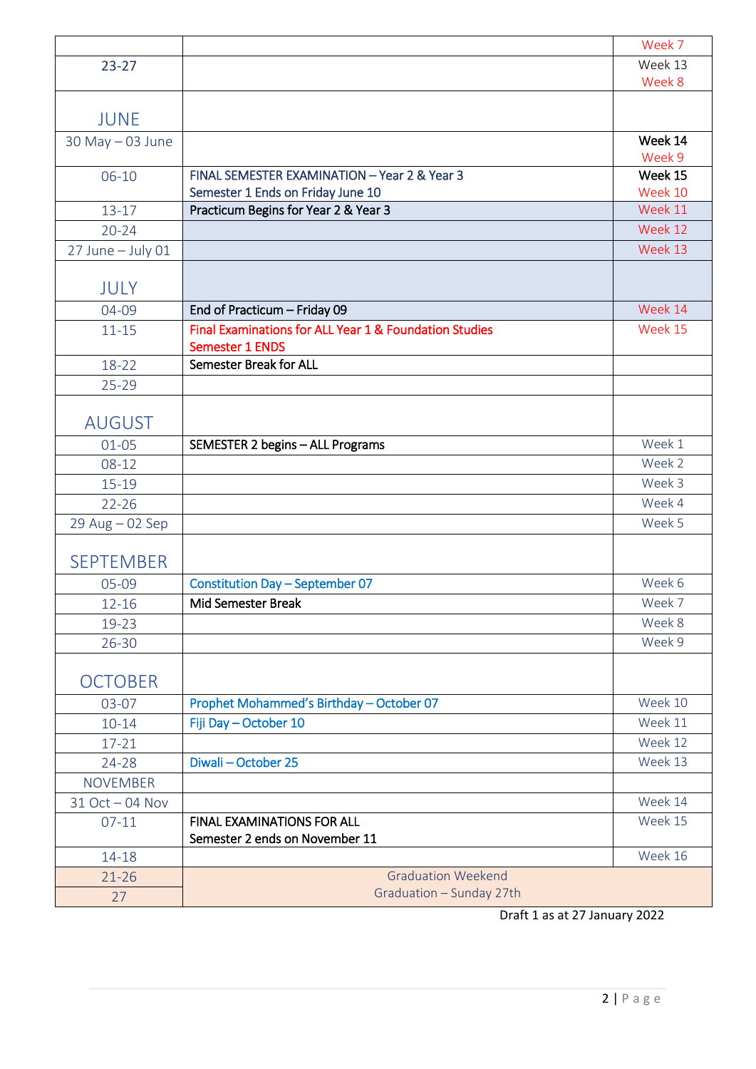| | | |
|---|---|---|
| | | Week 7 |
| 23-27 | | Week 13<br>Week 8 |
| JUNE | | |
| 30 May – 03 June | | Week 14<br>Week 9 |
| 06-10 | FINAL SEMESTER EXAMINATION – Year 2 & Year 3<br>Semester 1 Ends on Friday June 10 | Week 15<br>Week 10 |
| 13-17 | Practicum Begins for Year 2 & Year 3 | Week 11 |
| 20-24 | | Week 12 |
| 27 June – July 01 | | Week 13 |
| JULY | | |
| 04-09 | End of Practicum – Friday 09 | Week 14 |
| 11-15 | Final Examinations for ALL Year 1 & Foundation Studies<br>Semester 1 ENDS | Week 15 |
| 18-22 | Semester Break for ALL | |
| 25-29 | | |
| AUGUST | | |
| 01-05 | SEMESTER 2 begins – ALL Programs | Week 1 |
| 08-12 | | Week 2 |
| 15-19 | | Week 3 |
| 22-26 | | Week 4 |
| 29 Aug – 02 Sep | | Week 5 |
| SEPTEMBER | | |
| 05-09 | Constitution Day – September 07 | Week 6 |
| 12-16 | Mid Semester Break | Week 7 |
| 19-23 | | Week 8 |
| 26-30 | | Week 9 |
| OCTOBER | | |
| 03-07 | Prophet Mohammed's Birthday – October 07 | Week 10 |
| 10-14 | Fiji Day – October 10 | Week 11 |
| 17-21 | | Week 12 |
| 24-28 | Diwali – October 25 | Week 13 |
| NOVEMBER | | |
| 31 Oct – 04 Nov | | Week 14 |
| 07-11 | FINAL EXAMINATIONS FOR ALL<br>Semester 2 ends on November 11 | Week 15 |
| 14-18 | | Week 16 |
| 21-26 | Graduation Weekend | |
| 27 | Graduation – Sunday 27th | |

Draft 1 as at 27 January 2022